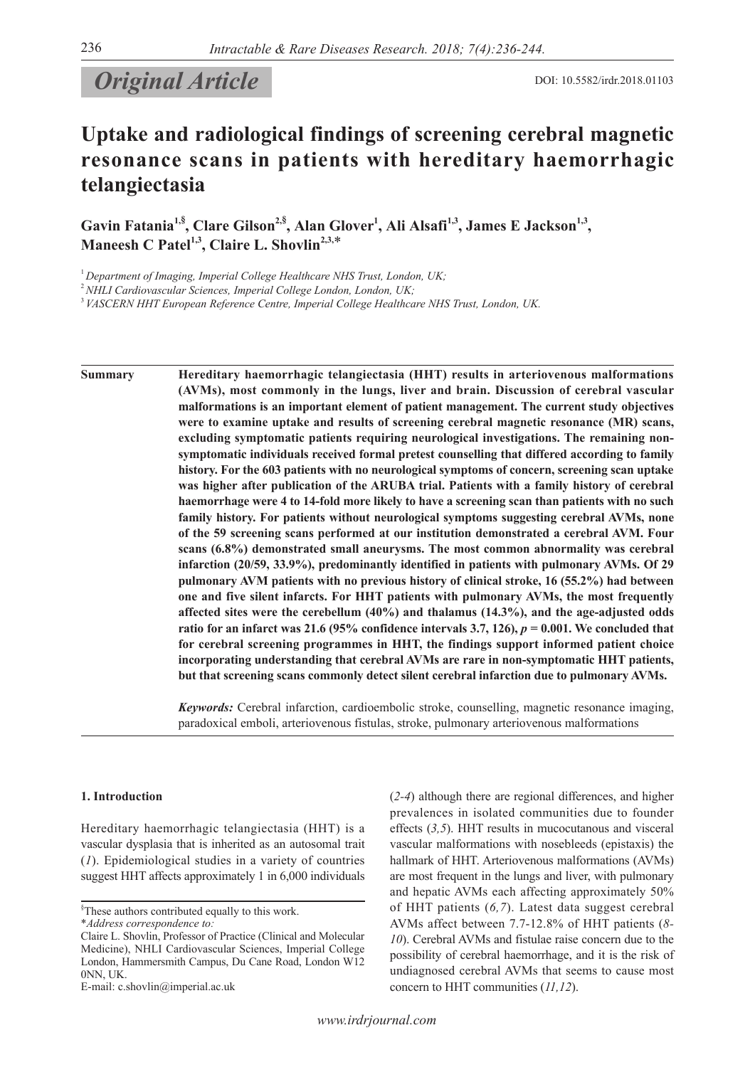*Original Article*

DOI: 10.5582/irdr.2018.01103

# Uptake and radiological findings of screening cerebral magnetic resonance scans in patients with hereditary haemorrhagic telangiectasia

**Gavin Fatania[1,§], Clare Gilson[2,§], Alan Glover[1], Ali Alsafi[1,3], James E Jackson[1,3], Maneesh C Patel[1,3], Claire L. Shovlin[2,3,*]**

[1] *Department of Imaging, Imperial College Healthcare NHS Trust, London, UK;*

[2] *NHLI Cardiovascular Sciences, Imperial College London, London, UK;*

[3] *VASCERN HHT European Reference Centre, Imperial College Healthcare NHS Trust, London, UK.*

**Summary** **Hereditary haemorrhagic telangiectasia (HHT) results in arteriovenous malformations (AVMs), most commonly in the lungs, liver and brain. Discussion of cerebral vascular malformations is an important element of patient management. The current study objectives were to examine uptake and results of screening cerebral magnetic resonance (MR) scans, excluding symptomatic patients requiring neurological investigations. The remaining non-symptomatic individuals received formal pretest counselling that differed according to family history. For the 603 patients with no neurological symptoms of concern, screening scan uptake was higher after publication of the ARUBA trial. Patients with a family history of cerebral haemorrhage were 4 to 14-fold more likely to have a screening scan than patients with no such family history. For patients without neurological symptoms suggesting cerebral AVMs, none of the 59 screening scans performed at our institution demonstrated a cerebral AVM. Four scans (6.8%) demonstrated small aneurysms. The most common abnormality was cerebral infarction (20/59, 33.9%), predominantly identified in patients with pulmonary AVMs. Of 29 pulmonary AVM patients with no previous history of clinical stroke, 16 (55.2%) had between one and five silent infarcts. For HHT patients with pulmonary AVMs, the most frequently affected sites were the cerebellum (40%) and thalamus (14.3%), and the age-adjusted odds ratio for an infarct was 21.6 (95% confidence intervals 3.7, 126), $p = 0.001$. We concluded that for cerebral screening programmes in HHT, the findings support informed patient choice incorporating understanding that cerebral AVMs are rare in non-symptomatic HHT patients, but that screening scans commonly detect silent cerebral infarction due to pulmonary AVMs.**

*Keywords:* Cerebral infarction, cardioembolic stroke, counselling, magnetic resonance imaging, paradoxical emboli, arteriovenous fistulas, stroke, pulmonary arteriovenous malformations

## 1. Introduction

Hereditary haemorrhagic telangiectasia (HHT) is a vascular dysplasia that is inherited as an autosomal trait (*1*). Epidemiological studies in a variety of countries suggest HHT affects approximately 1 in 6,000 individuals (*2-4*) although there are regional differences, and higher prevalences in isolated communities due to founder effects (*3,5*). HHT results in mucocutanous and visceral vascular malformations with nosebleeds (epistaxis) the hallmark of HHT. Arteriovenous malformations (AVMs) are most frequent in the lungs and liver, with pulmonary and hepatic AVMs each affecting approximately 50% of HHT patients (*6,7*). Latest data suggest cerebral AVMs affect between 7.7-12.8% of HHT patients (*8-10*). Cerebral AVMs and fistulae raise concern due to the possibility of cerebral haemorrhage, and it is the risk of undiagnosed cerebral AVMs that seems to cause most concern to HHT communities (*11,12*).

[§]These authors contributed equally to this work.

*\*Address correspondence to:*

Claire L. Shovlin, Professor of Practice (Clinical and Molecular Medicine), NHLI Cardiovascular Sciences, Imperial College London, Hammersmith Campus, Du Cane Road, London W12 0NN, UK.

E-mail: c.shovlin@imperial.ac.uk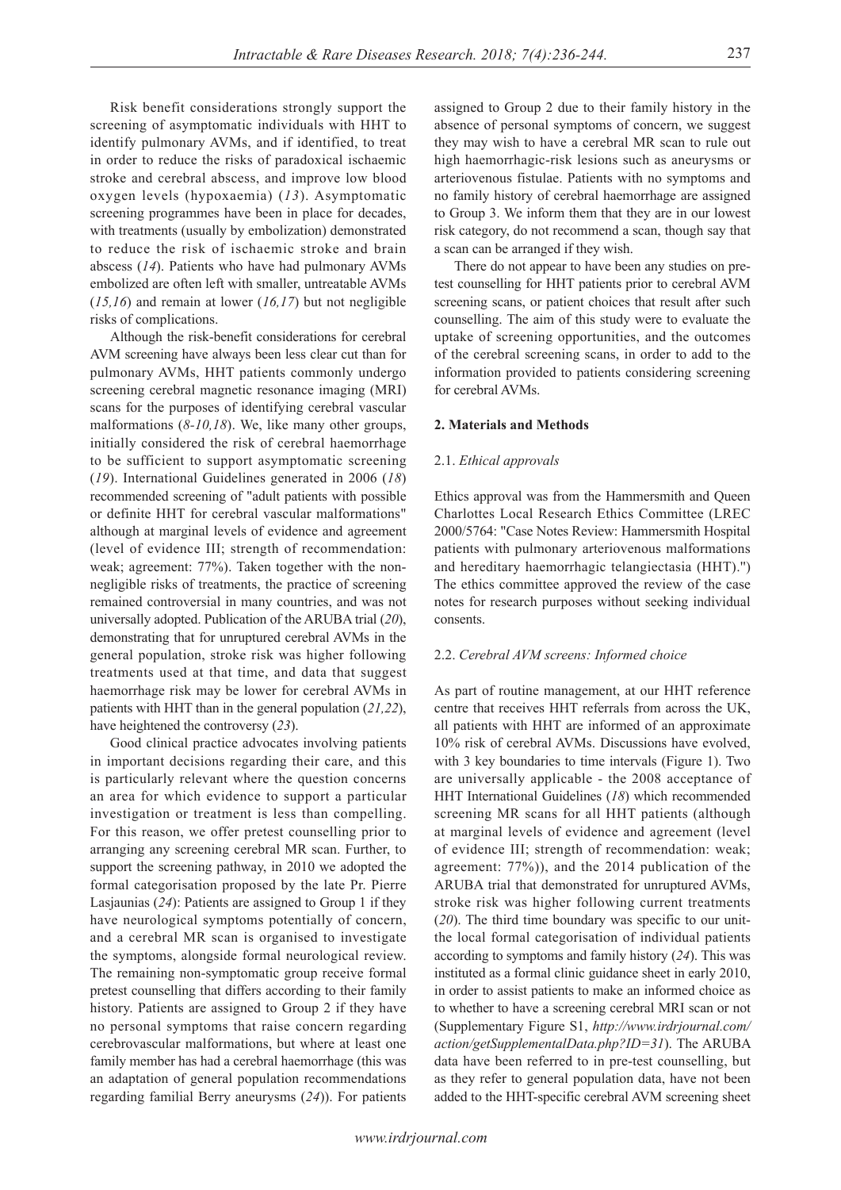Risk benefit considerations strongly support the screening of asymptomatic individuals with HHT to identify pulmonary AVMs, and if identified, to treat in order to reduce the risks of paradoxical ischaemic stroke and cerebral abscess, and improve low blood oxygen levels (hypoxaemia) (*13*). Asymptomatic screening programmes have been in place for decades, with treatments (usually by embolization) demonstrated to reduce the risk of ischaemic stroke and brain abscess (*14*). Patients who have had pulmonary AVMs embolized are often left with smaller, untreatable AVMs (*15,16*) and remain at lower (*16,17*) but not negligible risks of complications.

Although the risk-benefit considerations for cerebral AVM screening have always been less clear cut than for pulmonary AVMs, HHT patients commonly undergo screening cerebral magnetic resonance imaging (MRI) scans for the purposes of identifying cerebral vascular malformations (*8-10,18*). We, like many other groups, initially considered the risk of cerebral haemorrhage to be sufficient to support asymptomatic screening (*19*). International Guidelines generated in 2006 (*18*) recommended screening of "adult patients with possible or definite HHT for cerebral vascular malformations" although at marginal levels of evidence and agreement (level of evidence III; strength of recommendation: weak; agreement: 77%). Taken together with the non-negligible risks of treatments, the practice of screening remained controversial in many countries, and was not universally adopted. Publication of the ARUBA trial (*20*), demonstrating that for unruptured cerebral AVMs in the general population, stroke risk was higher following treatments used at that time, and data that suggest haemorrhage risk may be lower for cerebral AVMs in patients with HHT than in the general population (*21,22*), have heightened the controversy (*23*).

Good clinical practice advocates involving patients in important decisions regarding their care, and this is particularly relevant where the question concerns an area for which evidence to support a particular investigation or treatment is less than compelling. For this reason, we offer pretest counselling prior to arranging any screening cerebral MR scan. Further, to support the screening pathway, in 2010 we adopted the formal categorisation proposed by the late Pr. Pierre Lasjaunias (*24*): Patients are assigned to Group 1 if they have neurological symptoms potentially of concern, and a cerebral MR scan is organised to investigate the symptoms, alongside formal neurological review. The remaining non-symptomatic group receive formal pretest counselling that differs according to their family history. Patients are assigned to Group 2 if they have no personal symptoms that raise concern regarding cerebrovascular malformations, but where at least one family member has had a cerebral haemorrhage (this was an adaptation of general population recommendations regarding familial Berry aneurysms (*24*)). For patients assigned to Group 2 due to their family history in the absence of personal symptoms of concern, we suggest they may wish to have a cerebral MR scan to rule out high haemorrhagic-risk lesions such as aneurysms or arteriovenous fistulae. Patients with no symptoms and no family history of cerebral haemorrhage are assigned to Group 3. We inform them that they are in our lowest risk category, do not recommend a scan, though say that a scan can be arranged if they wish.

There do not appear to have been any studies on pretest counselling for HHT patients prior to cerebral AVM screening scans, or patient choices that result after such counselling. The aim of this study were to evaluate the uptake of screening opportunities, and the outcomes of the cerebral screening scans, in order to add to the information provided to patients considering screening for cerebral AVMs.

## 2. Materials and Methods

### 2.1. *Ethical approvals*

Ethics approval was from the Hammersmith and Queen Charlottes Local Research Ethics Committee (LREC 2000/5764: "Case Notes Review: Hammersmith Hospital patients with pulmonary arteriovenous malformations and hereditary haemorrhagic telangiectasia (HHT).") The ethics committee approved the review of the case notes for research purposes without seeking individual consents.

### 2.2. *Cerebral AVM screens: Informed choice*

As part of routine management, at our HHT reference centre that receives HHT referrals from across the UK, all patients with HHT are informed of an approximate 10% risk of cerebral AVMs. Discussions have evolved, with 3 key boundaries to time intervals (Figure 1). Two are universally applicable - the 2008 acceptance of HHT International Guidelines (*18*) which recommended screening MR scans for all HHT patients (although at marginal levels of evidence and agreement (level of evidence III; strength of recommendation: weak; agreement: 77%)), and the 2014 publication of the ARUBA trial that demonstrated for unruptured AVMs, stroke risk was higher following current treatments (*20*). The third time boundary was specific to our unit-the local formal categorisation of individual patients according to symptoms and family history (*24*). This was instituted as a formal clinic guidance sheet in early 2010, in order to assist patients to make an informed choice as to whether to have a screening cerebral MRI scan or not (Supplementary Figure S1, *http://www.irdrjournal.com/action/getSupplementalData.php?ID=31*). The ARUBA data have been referred to in pre-test counselling, but as they refer to general population data, have not been added to the HHT-specific cerebral AVM screening sheet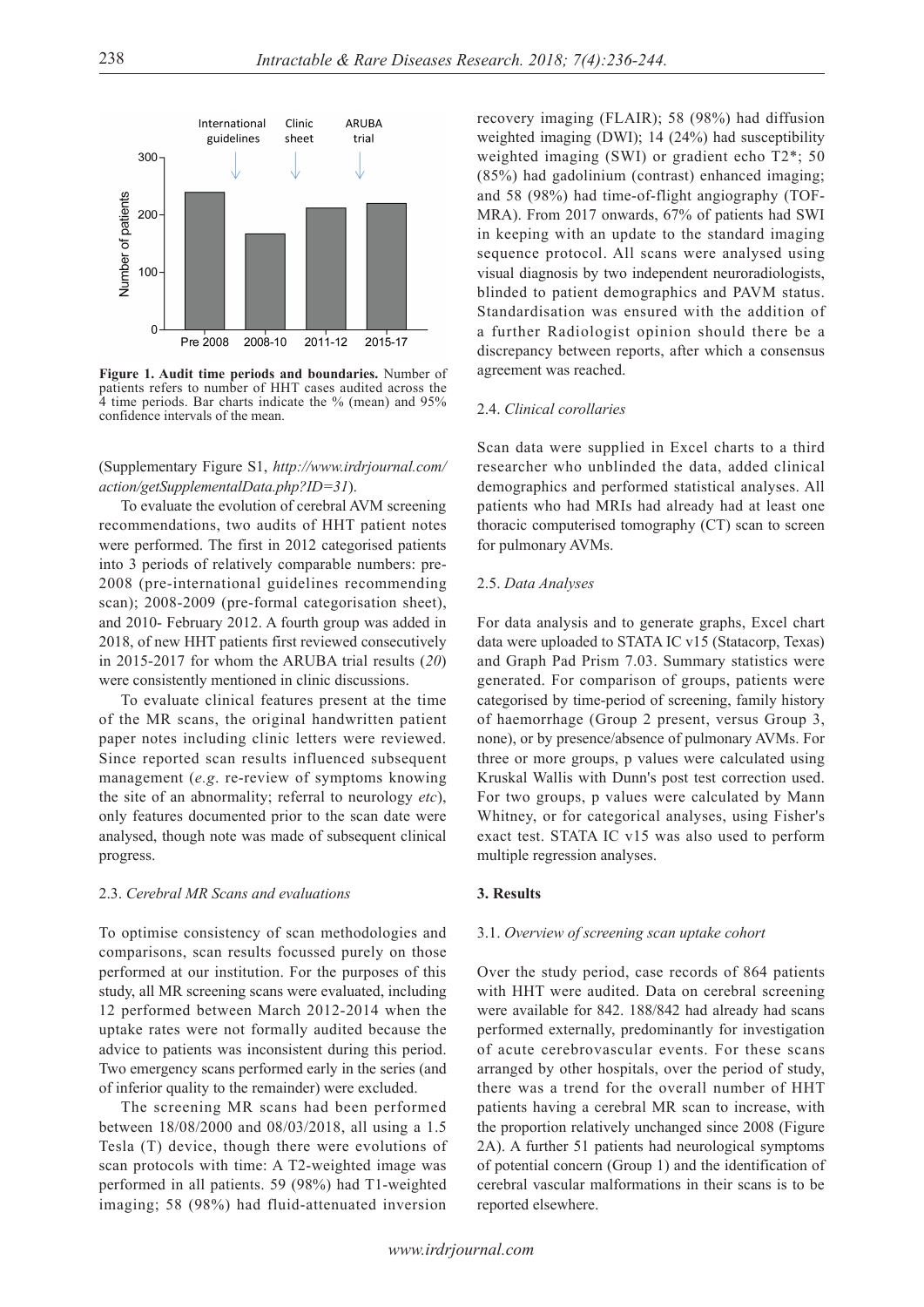Figure 1. **Audit time periods and boundaries.** Number of patients refers to number of HHT cases audited across the 4 time periods. Bar charts indicate the % (mean) and 95% confidence intervals of the mean.

(Supplementary Figure S1, *http://www.irdrjournal.com/action/getSupplementalData.php?ID=31*).

To evaluate the evolution of cerebral AVM screening recommendations, two audits of HHT patient notes were performed. The first in 2012 categorised patients into 3 periods of relatively comparable numbers: pre-2008 (pre-international guidelines recommending scan); 2008-2009 (pre-formal categorisation sheet), and 2010- February 2012. A fourth group was added in 2018, of new HHT patients first reviewed consecutively in 2015-2017 for whom the ARUBA trial results (*20*) were consistently mentioned in clinic discussions.

To evaluate clinical features present at the time of the MR scans, the original handwritten patient paper notes including clinic letters were reviewed. Since reported scan results influenced subsequent management (*e.g.* re-review of symptoms knowing the site of an abnormality; referral to neurology *etc*), only features documented prior to the scan date were analysed, though note was made of subsequent clinical progress.

### 2.3. *Cerebral MR Scans and evaluations*

To optimise consistency of scan methodologies and comparisons, scan results focussed purely on those performed at our institution. For the purposes of this study, all MR screening scans were evaluated, including 12 performed between March 2012-2014 when the uptake rates were not formally audited because the advice to patients was inconsistent during this period. Two emergency scans performed early in the series (and of inferior quality to the remainder) were excluded.

The screening MR scans had been performed between 18/08/2000 and 08/03/2018, all using a 1.5 Tesla (T) device, though there were evolutions of scan protocols with time: A T2-weighted image was performed in all patients. 59 (98%) had T1-weighted imaging; 58 (98%) had fluid-attenuated inversion recovery imaging (FLAIR); 58 (98%) had diffusion weighted imaging (DWI); 14 (24%) had susceptibility weighted imaging (SWI) or gradient echo T2*; 50 (85%) had gadolinium (contrast) enhanced imaging; and 58 (98%) had time-of-flight angiography (TOF-MRA). From 2017 onwards, 67% of patients had SWI in keeping with an update to the standard imaging sequence protocol. All scans were analysed using visual diagnosis by two independent neuroradiologists, blinded to patient demographics and PAVM status. Standardisation was ensured with the addition of a further Radiologist opinion should there be a discrepancy between reports, after which a consensus agreement was reached.

### 2.4. *Clinical corollaries*

Scan data were supplied in Excel charts to a third researcher who unblinded the data, added clinical demographics and performed statistical analyses. All patients who had MRIs had already had at least one thoracic computerised tomography (CT) scan to screen for pulmonary AVMs.

### 2.5. *Data Analyses*

For data analysis and to generate graphs, Excel chart data were uploaded to STATA IC v15 (Statacorp, Texas) and Graph Pad Prism 7.03. Summary statistics were generated. For comparison of groups, patients were categorised by time-period of screening, family history of haemorrhage (Group 2 present, versus Group 3, none), or by presence/absence of pulmonary AVMs. For three or more groups, p values were calculated using Kruskal Wallis with Dunn's post test correction used. For two groups, p values were calculated by Mann Whitney, or for categorical analyses, using Fisher's exact test. STATA IC v15 was also used to perform multiple regression analyses.

## 3. Results

### 3.1. *Overview of screening scan uptake cohort*

Over the study period, case records of 864 patients with HHT were audited. Data on cerebral screening were available for 842. 188/842 had already had scans performed externally, predominantly for investigation of acute cerebrovascular events. For these scans arranged by other hospitals, over the period of study, there was a trend for the overall number of HHT patients having a cerebral MR scan to increase, with the proportion relatively unchanged since 2008 (Figure 2A). A further 51 patients had neurological symptoms of potential concern (Group 1) and the identification of cerebral vascular malformations in their scans is to be reported elsewhere.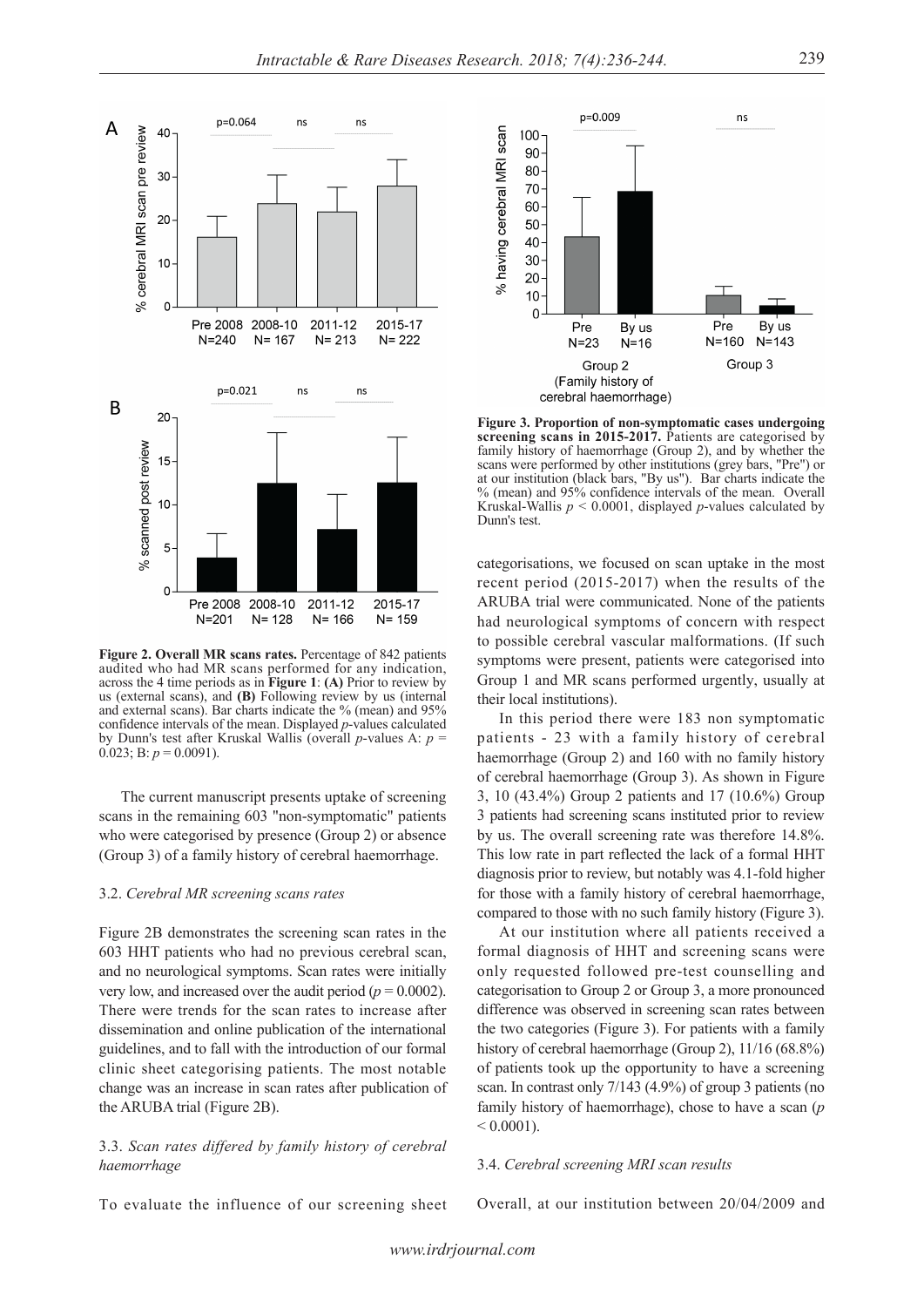**Figure 2. Overall MR scans rates.** Percentage of 842 patients audited who had MR scans performed for any indication, across the 4 time periods as in **Figure 1**: **(A)** Prior to review by us (external scans), and **(B)** Following review by us (internal and external scans). Bar charts indicate the % (mean) and 95% confidence intervals of the mean. Displayed *p*-values calculated by Dunn's test after Kruskal Wallis (overall *p*-values A: $p = 0.023$; B: $p = 0.0091$).

The current manuscript presents uptake of screening scans in the remaining 603 "non-symptomatic" patients who were categorised by presence (Group 2) or absence (Group 3) of a family history of cerebral haemorrhage.

### 3.2. *Cerebral MR screening scans rates*

Figure 2B demonstrates the screening scan rates in the 603 HHT patients who had no previous cerebral scan, and no neurological symptoms. Scan rates were initially very low, and increased over the audit period ($p = 0.0002$). There were trends for the scan rates to increase after dissemination and online publication of the international guidelines, and to fall with the introduction of our formal clinic sheet categorising patients. The most notable change was an increase in scan rates after publication of the ARUBA trial (Figure 2B).

### 3.3. *Scan rates differed by family history of cerebral haemorrhage*

To evaluate the influence of our screening sheet categorisations, we focused on scan uptake in the most recent period (2015-2017) when the results of the ARUBA trial were communicated. None of the patients had neurological symptoms of concern with respect to possible cerebral vascular malformations. (If such symptoms were present, patients were categorised into Group 1 and MR scans performed urgently, usually at their local institutions).

**Figure 3. Proportion of non-symptomatic cases undergoing screening scans in 2015-2017.** Patients are categorised by family history of haemorrhage (Group 2), and by whether the scans were performed by other institutions (grey bars, "Pre") or at our institution (black bars, "By us"). Bar charts indicate the % (mean) and 95% confidence intervals of the mean. Overall Kruskal-Wallis $p < 0.0001$, displayed *p*-values calculated by Dunn's test.

In this period there were 183 non symptomatic patients - 23 with a family history of cerebral haemorrhage (Group 2) and 160 with no family history of cerebral haemorrhage (Group 3). As shown in Figure 3, 10 (43.4%) Group 2 patients and 17 (10.6%) Group 3 patients had screening scans instituted prior to review by us. The overall screening rate was therefore 14.8%. This low rate in part reflected the lack of a formal HHT diagnosis prior to review, but notably was 4.1-fold higher for those with a family history of cerebral haemorrhage, compared to those with no such family history (Figure 3).

At our institution where all patients received a formal diagnosis of HHT and screening scans were only requested followed pre-test counselling and categorisation to Group 2 or Group 3, a more pronounced difference was observed in screening scan rates between the two categories (Figure 3). For patients with a family history of cerebral haemorrhage (Group 2), 11/16 (68.8%) of patients took up the opportunity to have a screening scan. In contrast only 7/143 (4.9%) of group 3 patients (no family history of haemorrhage), chose to have a scan ($p < 0.0001$).

### 3.4. *Cerebral screening MRI scan results*

Overall, at our institution between 20/04/2009 and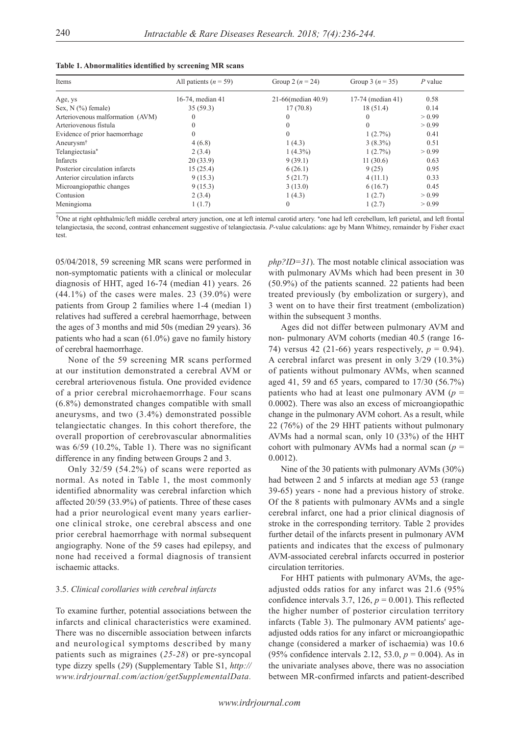**Table 1. Abnormalities identified by screening MR scans**

| Items | All patients ($n$ = 59) | Group 2 ($n$ = 24) | Group 3 ($n$ = 35) | $P$ value |
|---|---|---|---|---|
| Age, ys | 16-74, median 41 | 21-66(median 40.9) | 17-74 (median 41) | 0.58 |
| Sex, N (%) female) | 35 (59.3) | 17 (70.8) | 18 (51.4) | 0.14 |
| Arteriovenous malformation (AVM) | 0 | 0 | 0 | > 0.99 |
| Arteriovenous fistula | 0 | 0 | 0 | > 0.99 |
| Evidence of prior haemorrhage | 0 | 0 | 1 (2.7%) | 0.41 |
| Aneurysm† | 4 (6.8) | 1 (4.3) | 3 (8.3%) | 0.51 |
| Telangiectasia* | 2 (3.4) | 1 (4.3%) | 1 (2.7%) | > 0.99 |
| Infarcts | 20 (33.9) | 9 (39.1) | 11 (30.6) | 0.63 |
| Posterior circulation infarcts | 15 (25.4) | 6 (26.1) | 9 (25) | 0.95 |
| Anterior circulation infarcts | 9 (15.3) | 5 (21.7) | 4 (11.1) | 0.33 |
| Microangiopathic changes | 9 (15.3) | 3 (13.0) | 6 (16.7) | 0.45 |
| Contusion | 2 (3.4) | 1 (4.3) | 1 (2.7) | > 0.99 |
| Meningioma | 1 (1.7) | 0 | 1 (2.7) | > 0.99 |

†One at right ophthalmic/left middle cerebral artery junction, one at left internal carotid artery. *one had left cerebellum, left parietal, and left frontal telangiectasia, the second, contrast enhancement suggestive of telangiectasia. $P$-value calculations: age by Mann Whitney, remainder by Fisher exact test.

05/04/2018, 59 screening MR scans were performed in non-symptomatic patients with a clinical or molecular diagnosis of HHT, aged 16-74 (median 41) years. 26 (44.1%) of the cases were males. 23 (39.0%) were patients from Group 2 families where 1-4 (median 1) relatives had suffered a cerebral haemorrhage, between the ages of 3 months and mid 50s (median 29 years). 36 patients who had a scan (61.0%) gave no family history of cerebral haemorrhage.

None of the 59 screening MR scans performed at our institution demonstrated a cerebral AVM or cerebral arteriovenous fistula. One provided evidence of a prior cerebral microhaemorrhage. Four scans (6.8%) demonstrated changes compatible with small aneurysms, and two (3.4%) demonstrated possible telangiectatic changes. In this cohort therefore, the overall proportion of cerebrovascular abnormalities was 6/59 (10.2%, Table 1). There was no significant difference in any finding between Groups 2 and 3.

Only 32/59 (54.2%) of scans were reported as normal. As noted in Table 1, the most commonly identified abnormality was cerebral infarction which affected 20/59 (33.9%) of patients. Three of these cases had a prior neurological event many years earlier- one clinical stroke, one cerebral abscess and one prior cerebral haemorrhage with normal subsequent angiography. None of the 59 cases had epilepsy, and none had received a formal diagnosis of transient ischaemic attacks.

### 3.5. *Clinical corollaries with cerebral infarcts*

To examine further, potential associations between the infarcts and clinical characteristics were examined. There was no discernible association between infarcts and neurological symptoms described by many patients such as migraines (*25-28*) or pre-syncopal type dizzy spells (*29*) (Supplementary Table S1, *http://www.irdrjournal.com/action/getSupplementalData.php?ID=31*). The most notable clinical association was with pulmonary AVMs which had been present in 30 (50.9%) of the patients scanned. 22 patients had been treated previously (by embolization or surgery), and 3 went on to have their first treatment (embolization) within the subsequent 3 months.

Ages did not differ between pulmonary AVM and non- pulmonary AVM cohorts (median 40.5 (range 16-74) versus 42 (21-66) years respectively, $p$ = 0.94). A cerebral infarct was present in only 3/29 (10.3%) of patients without pulmonary AVMs, when scanned aged 41, 59 and 65 years, compared to 17/30 (56.7%) patients who had at least one pulmonary AVM ($p$ = 0.0002). There was also an excess of microangiopathic change in the pulmonary AVM cohort. As a result, while 22 (76%) of the 29 HHT patients without pulmonary AVMs had a normal scan, only 10 (33%) of the HHT cohort with pulmonary AVMs had a normal scan ($p$ = 0.0012).

Nine of the 30 patients with pulmonary AVMs (30%) had between 2 and 5 infarcts at median age 53 (range 39-65) years - none had a previous history of stroke. Of the 8 patients with pulmonary AVMs and a single cerebral infarct, one had a prior clinical diagnosis of stroke in the corresponding territory. Table 2 provides further detail of the infarcts present in pulmonary AVM patients and indicates that the excess of pulmonary AVM-associated cerebral infarcts occurred in posterior circulation territories.

For HHT patients with pulmonary AVMs, the age-adjusted odds ratios for any infarct was 21.6 (95% confidence intervals 3.7, 126, $p$ = 0.001). This reflected the higher number of posterior circulation territory infarcts (Table 3). The pulmonary AVM patients' age-adjusted odds ratios for any infarct or microangiopathic change (considered a marker of ischaemia) was 10.6 (95% confidence intervals 2.12, 53.0, $p$ = 0.004). As in the univariate analyses above, there was no association between MR-confirmed infarcts and patient-described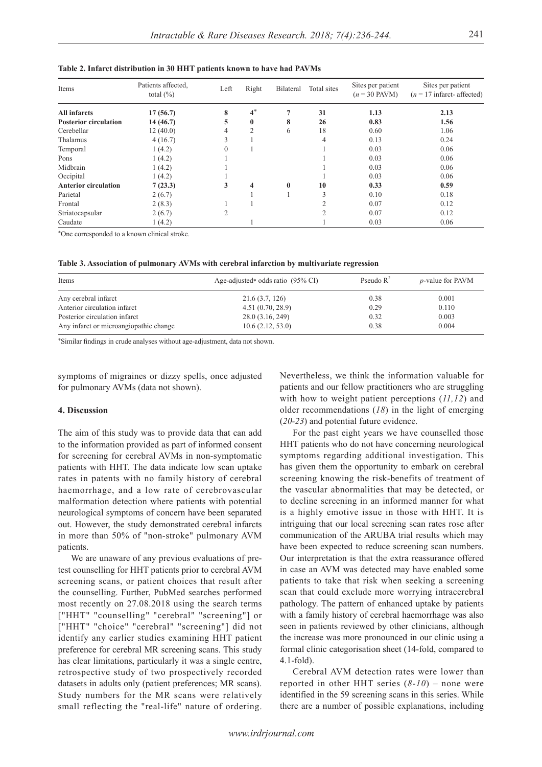**Table 2. Infarct distribution in 30 HHT patients known to have had PAVMs**

| Items | Patients affected, total (%) | Left | Right | Bilateral | Total sites | Sites per patient ($n$ = 30 PAVM) | Sites per patient ($n$ = 17 infarct- affected) |
|---|---|---|---|---|---|---|---|
| **All infarcts** | **17 (56.7)** | **8** | **4*** | **7** | **31** | **1.13** | **2.13** |
| **Posterior circulation** | **14 (46.7)** | **5** | **0** | **8** | **26** | **0.83** | **1.56** |
| Cerebellar | 12 (40.0) | 4 | 2 | 6 | 18 | 0.60 | 1.06 |
| Thalamus | 4 (16.7) | 3 | 1 | | 4 | 0.13 | 0.24 |
| Temporal | 1 (4.2) | 0 | 1 | | 1 | 0.03 | 0.06 |
| Pons | 1 (4.2) | 1 | | | 1 | 0.03 | 0.06 |
| Midbrain | 1 (4.2) | 1 | | | 1 | 0.03 | 0.06 |
| Occipital | 1 (4.2) | 1 | | | 1 | 0.03 | 0.06 |
| **Anterior circulation** | **7 (23.3)** | **3** | **4** | **0** | **10** | **0.33** | **0.59** |
| Parietal | 2 (6.7) | | 1 | 1 | 3 | 0.10 | 0.18 |
| Frontal | 2 (8.3) | 1 | 1 | | 2 | 0.07 | 0.12 |
| Striatocapsular | 2 (6.7) | 2 | | | 2 | 0.07 | 0.12 |
| Caudate | 1 (4.2) | | 1 | | 1 | 0.03 | 0.06 |

*One corresponded to a known clinical stroke.

**Table 3. Association of pulmonary AVMs with cerebral infarction by multivariate regression**

| Items | Age-adjusted* odds ratio (95% CI) | Pseudo $R^2$ | $p$-value for PAVM |
|---|---|---|---|
| Any cerebral infarct | 21.6 (3.7, 126) | 0.38 | 0.001 |
| Anterior circulation infarct | 4.51 (0.70, 28.9) | 0.29 | 0.110 |
| Posterior circulation infarct | 28.0 (3.16, 249) | 0.32 | 0.003 |
| Any infarct or microangiopathic change | 10.6 (2.12, 53.0) | 0.38 | 0.004 |

*Similar findings in crude analyses without age-adjustment, data not shown.

symptoms of migraines or dizzy spells, once adjusted for pulmonary AVMs (data not shown).

## 4. Discussion

The aim of this study was to provide data that can add to the information provided as part of informed consent for screening for cerebral AVMs in non-symptomatic patients with HHT. The data indicate low scan uptake rates in patents with no family history of cerebral haemorrhage, and a low rate of cerebrovascular malformation detection where patients with potential neurological symptoms of concern have been separated out. However, the study demonstrated cerebral infarcts in more than 50% of "non-stroke" pulmonary AVM patients.

We are unaware of any previous evaluations of pre-test counselling for HHT patients prior to cerebral AVM screening scans, or patient choices that result after the counselling. Further, PubMed searches performed most recently on 27.08.2018 using the search terms ["HHT" "counselling" "cerebral" "screening"] or ["HHT" "choice" "cerebral" "screening"] did not identify any earlier studies examining HHT patient preference for cerebral MR screening scans. This study has clear limitations, particularly it was a single centre, retrospective study of two prospectively recorded datasets in adults only (patient preferences; MR scans). Study numbers for the MR scans were relatively small reflecting the "real-life" nature of ordering. Nevertheless, we think the information valuable for patients and our fellow practitioners who are struggling with how to weight patient perceptions (*11,12*) and older recommendations (*18*) in the light of emerging (*20-23*) and potential future evidence.

For the past eight years we have counselled those HHT patients who do not have concerning neurological symptoms regarding additional investigation. This has given them the opportunity to embark on cerebral screening knowing the risk-benefits of treatment of the vascular abnormalities that may be detected, or to decline screening in an informed manner for what is a highly emotive issue in those with HHT. It is intriguing that our local screening scan rates rose after communication of the ARUBA trial results which may have been expected to reduce screening scan numbers. Our interpretation is that the extra reassurance offered in case an AVM was detected may have enabled some patients to take that risk when seeking a screening scan that could exclude more worrying intracerebral pathology. The pattern of enhanced uptake by patients with a family history of cerebral haemorrhage was also seen in patients reviewed by other clinicians, although the increase was more pronounced in our clinic using a formal clinic categorisation sheet (14-fold, compared to 4.1-fold).

Cerebral AVM detection rates were lower than reported in other HHT series (*8-10*) – none were identified in the 59 screening scans in this series. While there are a number of possible explanations, including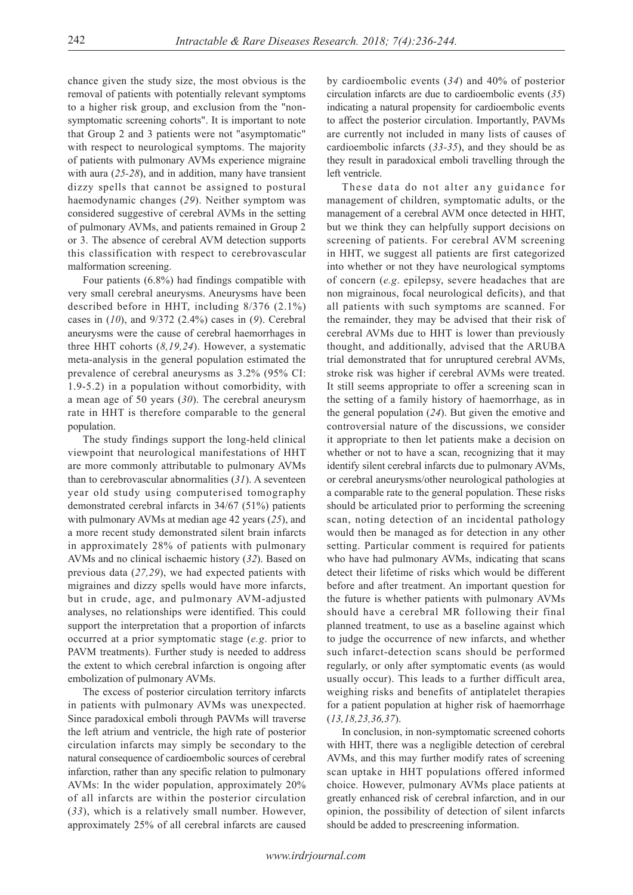chance given the study size, the most obvious is the removal of patients with potentially relevant symptoms to a higher risk group, and exclusion from the "non-symptomatic screening cohorts". It is important to note that Group 2 and 3 patients were not "asymptomatic" with respect to neurological symptoms. The majority of patients with pulmonary AVMs experience migraine with aura (*25-28*), and in addition, many have transient dizzy spells that cannot be assigned to postural haemodynamic changes (*29*). Neither symptom was considered suggestive of cerebral AVMs in the setting of pulmonary AVMs, and patients remained in Group 2 or 3. The absence of cerebral AVM detection supports this classification with respect to cerebrovascular malformation screening.

Four patients (6.8%) had findings compatible with very small cerebral aneurysms. Aneurysms have been described before in HHT, including 8/376 (2.1%) cases in (*10*), and 9/372 (2.4%) cases in (*9*). Cerebral aneurysms were the cause of cerebral haemorrhages in three HHT cohorts (*8,19,24*). However, a systematic meta-analysis in the general population estimated the prevalence of cerebral aneurysms as 3.2% (95% CI: 1.9-5.2) in a population without comorbidity, with a mean age of 50 years (*30*). The cerebral aneurysm rate in HHT is therefore comparable to the general population.

The study findings support the long-held clinical viewpoint that neurological manifestations of HHT are more commonly attributable to pulmonary AVMs than to cerebrovascular abnormalities (*31*). A seventeen year old study using computerised tomography demonstrated cerebral infarcts in 34/67 (51%) patients with pulmonary AVMs at median age 42 years (*25*), and a more recent study demonstrated silent brain infarcts in approximately 28% of patients with pulmonary AVMs and no clinical ischaemic history (*32*). Based on previous data (*27,29*), we had expected patients with migraines and dizzy spells would have more infarcts, but in crude, age, and pulmonary AVM-adjusted analyses, no relationships were identified. This could support the interpretation that a proportion of infarcts occurred at a prior symptomatic stage (*e.g.* prior to PAVM treatments). Further study is needed to address the extent to which cerebral infarction is ongoing after embolization of pulmonary AVMs.

The excess of posterior circulation territory infarcts in patients with pulmonary AVMs was unexpected. Since paradoxical emboli through PAVMs will traverse the left atrium and ventricle, the high rate of posterior circulation infarcts may simply be secondary to the natural consequence of cardioembolic sources of cerebral infarction, rather than any specific relation to pulmonary AVMs: In the wider population, approximately 20% of all infarcts are within the posterior circulation (*33*), which is a relatively small number. However, approximately 25% of all cerebral infarcts are caused by cardioembolic events (*34*) and 40% of posterior circulation infarcts are due to cardioembolic events (*35*) indicating a natural propensity for cardioembolic events to affect the posterior circulation. Importantly, PAVMs are currently not included in many lists of causes of cardioembolic infarcts (*33-35*), and they should be as they result in paradoxical emboli travelling through the left ventricle.

These data do not alter any guidance for management of children, symptomatic adults, or the management of a cerebral AVM once detected in HHT, but we think they can helpfully support decisions on screening of patients. For cerebral AVM screening in HHT, we suggest all patients are first categorized into whether or not they have neurological symptoms of concern (*e.g.* epilepsy, severe headaches that are non migrainous, focal neurological deficits), and that all patients with such symptoms are scanned. For the remainder, they may be advised that their risk of cerebral AVMs due to HHT is lower than previously thought, and additionally, advised that the ARUBA trial demonstrated that for unruptured cerebral AVMs, stroke risk was higher if cerebral AVMs were treated. It still seems appropriate to offer a screening scan in the setting of a family history of haemorrhage, as in the general population (*24*). But given the emotive and controversial nature of the discussions, we consider it appropriate to then let patients make a decision on whether or not to have a scan, recognizing that it may identify silent cerebral infarcts due to pulmonary AVMs, or cerebral aneurysms/other neurological pathologies at a comparable rate to the general population. These risks should be articulated prior to performing the screening scan, noting detection of an incidental pathology would then be managed as for detection in any other setting. Particular comment is required for patients who have had pulmonary AVMs, indicating that scans detect their lifetime of risks which would be different before and after treatment. An important question for the future is whether patients with pulmonary AVMs should have a cerebral MR following their final planned treatment, to use as a baseline against which to judge the occurrence of new infarcts, and whether such infarct-detection scans should be performed regularly, or only after symptomatic events (as would usually occur). This leads to a further difficult area, weighing risks and benefits of antiplatelet therapies for a patient population at higher risk of haemorrhage (*13,18,23,36,37*).

In conclusion, in non-symptomatic screened cohorts with HHT, there was a negligible detection of cerebral AVMs, and this may further modify rates of screening scan uptake in HHT populations offered informed choice. However, pulmonary AVMs place patients at greatly enhanced risk of cerebral infarction, and in our opinion, the possibility of detection of silent infarcts should be added to prescreening information.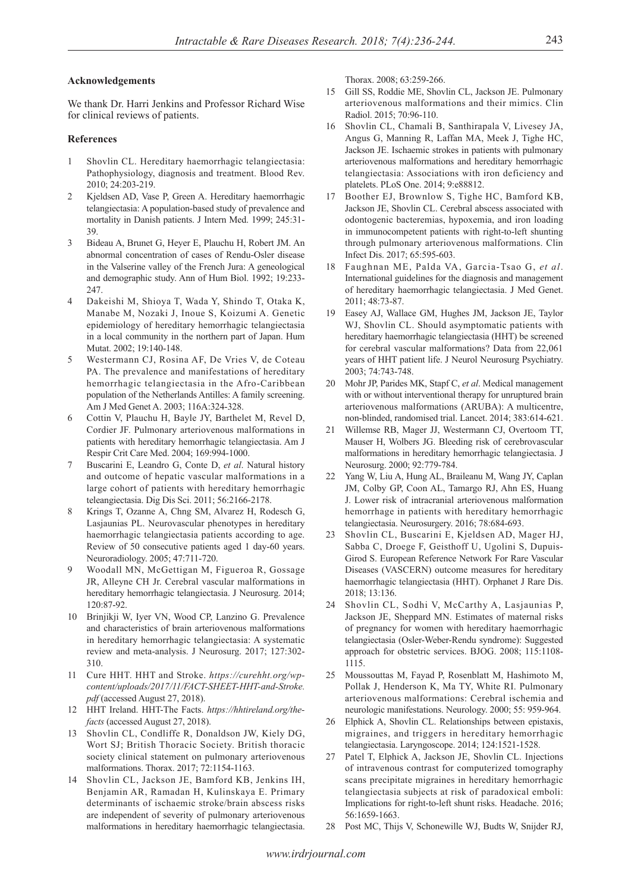## Acknowledgements

We thank Dr. Harri Jenkins and Professor Richard Wise for clinical reviews of patients.

## References

1. Shovlin CL. Hereditary haemorrhagic telangiectasia: Pathophysiology, diagnosis and treatment. Blood Rev. 2010; 24:203-219.
2. Kjeldsen AD, Vase P, Green A. Hereditary haemorrhagic telangiectasia: A population-based study of prevalence and mortality in Danish patients. J Intern Med. 1999; 245:31-39.
3. Bideau A, Brunet G, Heyer E, Plauchu H, Robert JM. An abnormal concentration of cases of Rendu-Osler disease in the Valserine valley of the French Jura: A geneological and demographic study. Ann of Hum Biol. 1992; 19:233-247.
4. Dakeishi M, Shioya T, Wada Y, Shindo T, Otaka K, Manabe M, Nozaki J, Inoue S, Koizumi A. Genetic epidemiology of hereditary hemorrhagic telangiectasia in a local community in the northern part of Japan. Hum Mutat. 2002; 19:140-148.
5. Westermann CJ, Rosina AF, De Vries V, de Coteau PA. The prevalence and manifestations of hereditary hemorrhagic telangiectasia in the Afro-Caribbean population of the Netherlands Antilles: A family screening. Am J Med Genet A. 2003; 116A:324-328.
6. Cottin V, Plauchu H, Bayle JY, Barthelet M, Revel D, Cordier JF. Pulmonary arteriovenous malformations in patients with hereditary hemorrhagic telangiectasia. Am J Respir Crit Care Med. 2004; 169:994-1000.
7. Buscarini E, Leandro G, Conte D, *et al*. Natural history and outcome of hepatic vascular malformations in a large cohort of patients with hereditary hemorrhagic teleangiectasia. Dig Dis Sci. 2011; 56:2166-2178.
8. Krings T, Ozanne A, Chng SM, Alvarez H, Rodesch G, Lasjaunias PL. Neurovascular phenotypes in hereditary haemorrhagic telangiectasia patients according to age. Review of 50 consecutive patients aged 1 day-60 years. Neuroradiology. 2005; 47:711-720.
9. Woodall MN, McGettigan M, Figueroa R, Gossage JR, Alleyne CH Jr. Cerebral vascular malformations in hereditary hemorrhagic telangiectasia. J Neurosurg. 2014; 120:87-92.
10. Brinjikji W, Iyer VN, Wood CP, Lanzino G. Prevalence and characteristics of brain arteriovenous malformations in hereditary hemorrhagic telangiectasia: A systematic review and meta-analysis. J Neurosurg. 2017; 127:302-310.
11. Cure HHT. HHT and Stroke. *https://curehht.org/wp-content/uploads/2017/11/FACT-SHEET-HHT-and-Stroke.pdf* (accessed August 27, 2018).
12. HHT Ireland. HHT-The Facts. *https://hhtireland.org/the-facts* (accessed August 27, 2018).
13. Shovlin CL, Condliffe R, Donaldson JW, Kiely DG, Wort SJ; British Thoracic Society. British thoracic society clinical statement on pulmonary arteriovenous malformations. Thorax. 2017; 72:1154-1163.
14. Shovlin CL, Jackson JE, Bamford KB, Jenkins IH, Benjamin AR, Ramadan H, Kulinskaya E. Primary determinants of ischaemic stroke/brain abscess risks are independent of severity of pulmonary arteriovenous malformations in hereditary haemorrhagic telangiectasia. Thorax. 2008; 63:259-266.
15. Gill SS, Roddie ME, Shovlin CL, Jackson JE. Pulmonary arteriovenous malformations and their mimics. Clin Radiol. 2015; 70:96-110.
16. Shovlin CL, Chamali B, Santhirapala V, Livesey JA, Angus G, Manning R, Laffan MA, Meek J, Tighe HC, Jackson JE. Ischaemic strokes in patients with pulmonary arteriovenous malformations and hereditary hemorrhagic telangiectasia: Associations with iron deficiency and platelets. PLoS One. 2014; 9:e88812.
17. Boother EJ, Brownlow S, Tighe HC, Bamford KB, Jackson JE, Shovlin CL. Cerebral abscess associated with odontogenic bacteremias, hypoxemia, and iron loading in immunocompetent patients with right-to-left shunting through pulmonary arteriovenous malformations. Clin Infect Dis. 2017; 65:595-603.
18. Faughnan ME, Palda VA, Garcia-Tsao G, *et al*. International guidelines for the diagnosis and management of hereditary haemorrhagic telangiectasia. J Med Genet. 2011; 48:73-87.
19. Easey AJ, Wallace GM, Hughes JM, Jackson JE, Taylor WJ, Shovlin CL. Should asymptomatic patients with hereditary haemorrhagic telangiectasia (HHT) be screened for cerebral vascular malformations? Data from 22,061 years of HHT patient life. J Neurol Neurosurg Psychiatry. 2003; 74:743-748.
20. Mohr JP, Parides MK, Stapf C, *et al*. Medical management with or without interventional therapy for unruptured brain arteriovenous malformations (ARUBA): A multicentre, non-blinded, randomised trial. Lancet. 2014; 383:614-621.
21. Willemse RB, Mager JJ, Westermann CJ, Overtoom TT, Mauser H, Wolbers JG. Bleeding risk of cerebrovascular malformations in hereditary hemorrhagic telangiectasia. J Neurosurg. 2000; 92:779-784.
22. Yang W, Liu A, Hung AL, Braileanu M, Wang JY, Caplan JM, Colby GP, Coon AL, Tamargo RJ, Ahn ES, Huang J. Lower risk of intracranial arteriovenous malformation hemorrhage in patients with hereditary hemorrhagic telangiectasia. Neurosurgery. 2016; 78:684-693.
23. Shovlin CL, Buscarini E, Kjeldsen AD, Mager HJ, Sabba C, Droege F, Geisthoff U, Ugolini S, Dupuis-Girod S. European Reference Network For Rare Vascular Diseases (VASCERN) outcome measures for hereditary haemorrhagic telangiectasia (HHT). Orphanet J Rare Dis. 2018; 13:136.
24. Shovlin CL, Sodhi V, McCarthy A, Lasjaunias P, Jackson JE, Sheppard MN. Estimates of maternal risks of pregnancy for women with hereditary haemorrhagic telangiectasia (Osler-Weber-Rendu syndrome): Suggested approach for obstetric services. BJOG. 2008; 115:1108-1115.
25. Moussouttas M, Fayad P, Rosenblatt M, Hashimoto M, Pollak J, Henderson K, Ma TY, White RI. Pulmonary arteriovenous malformations: Cerebral ischemia and neurologic manifestations. Neurology. 2000; 55: 959-964.
26. Elphick A, Shovlin CL. Relationships between epistaxis, migraines, and triggers in hereditary hemorrhagic telangiectasia. Laryngoscope. 2014; 124:1521-1528.
27. Patel T, Elphick A, Jackson JE, Shovlin CL. Injections of intravenous contrast for computerized tomography scans precipitate migraines in hereditary hemorrhagic telangiectasia subjects at risk of paradoxical emboli: Implications for right-to-left shunt risks. Headache. 2016; 56:1659-1663.
28. Post MC, Thijs V, Schonewille WJ, Budts W, Snijder RJ,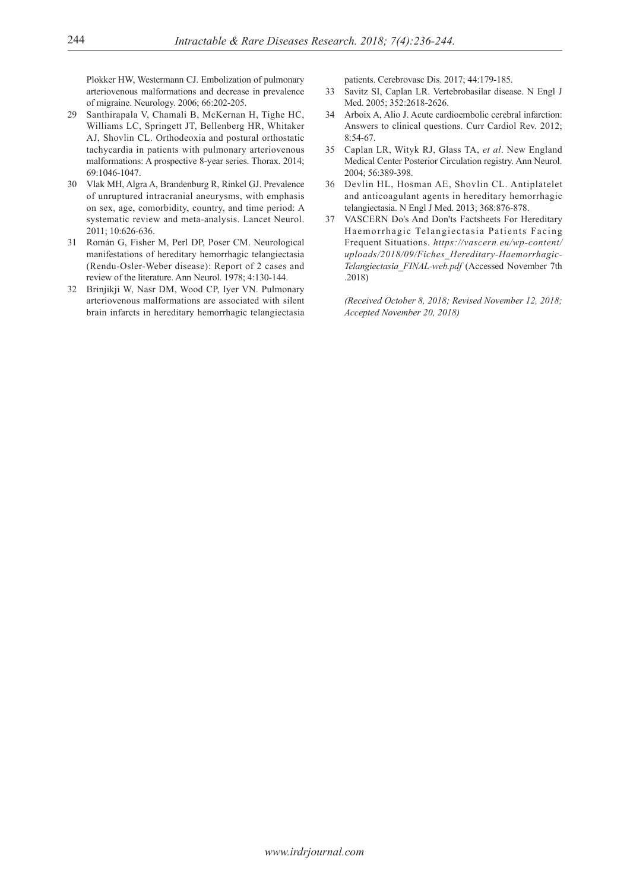Plokker HW, Westermann CJ. Embolization of pulmonary arteriovenous malformations and decrease in prevalence of migraine. Neurology. 2006; 66:202-205.

29 Santhirapala V, Chamali B, McKernan H, Tighe HC, Williams LC, Springett JT, Bellenberg HR, Whitaker AJ, Shovlin CL. Orthodeoxia and postural orthostatic tachycardia in patients with pulmonary arteriovenous malformations: A prospective 8-year series. Thorax. 2014; 69:1046-1047.

30 Vlak MH, Algra A, Brandenburg R, Rinkel GJ. Prevalence of unruptured intracranial aneurysms, with emphasis on sex, age, comorbidity, country, and time period: A systematic review and meta-analysis. Lancet Neurol. 2011; 10:626-636.

31 Román G, Fisher M, Perl DP, Poser CM. Neurological manifestations of hereditary hemorrhagic telangiectasia (Rendu-Osler-Weber disease): Report of 2 cases and review of the literature. Ann Neurol. 1978; 4:130-144.

32 Brinjikji W, Nasr DM, Wood CP, Iyer VN. Pulmonary arteriovenous malformations are associated with silent brain infarcts in hereditary hemorrhagic telangiectasia patients. Cerebrovasc Dis. 2017; 44:179-185.

33 Savitz SI, Caplan LR. Vertebrobasilar disease. N Engl J Med. 2005; 352:2618-2626.

34 Arboix A, Alio J. Acute cardioembolic cerebral infarction: Answers to clinical questions. Curr Cardiol Rev. 2012; 8:54-67.

35 Caplan LR, Wityk RJ, Glass TA, *et al*. New England Medical Center Posterior Circulation registry. Ann Neurol. 2004; 56:389-398.

36 Devlin HL, Hosman AE, Shovlin CL. Antiplatelet and anticoagulant agents in hereditary hemorrhagic telangiectasia. N Engl J Med. 2013; 368:876-878.

37 VASCERN Do's And Don'ts Factsheets For Hereditary Haemorrhagic Telangiectasia Patients Facing Frequent Situations. *https://vascern.eu/wp-content/uploads/2018/09/Fiches_Hereditary-Haemorrhagic-Telangiectasia_FINAL-web.pdf* (Accessed November 7th .2018)

*(Received October 8, 2018; Revised November 12, 2018; Accepted November 20, 2018)*